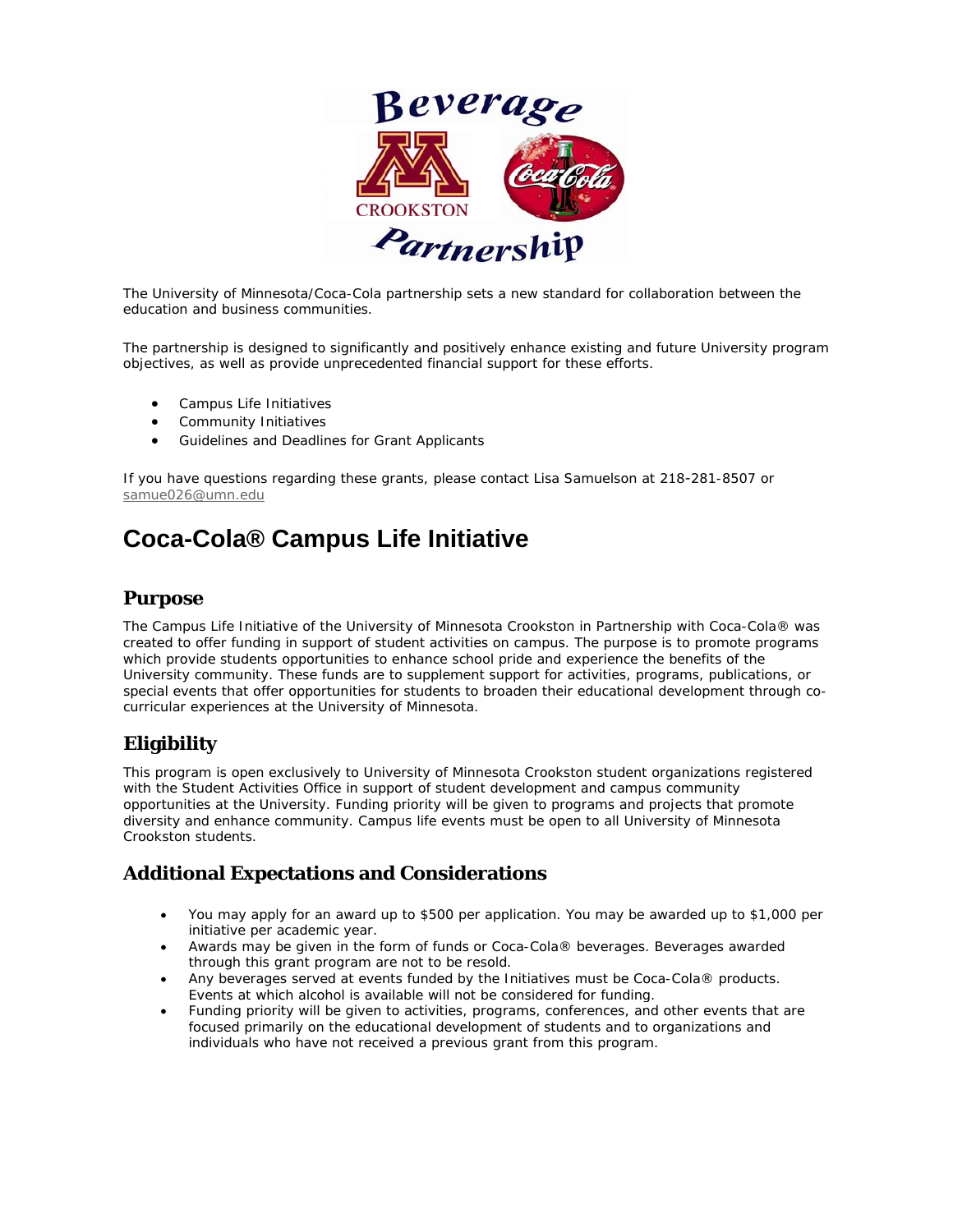The University of Minnesota/Coca-Cola partnership sets a new standard for collaboration between the education and business communities.

The partnership is designed to significantly and positively enhance existing and future University program objectives, as well as provide unprecedented financial support for these efforts.

- Campus Life Initiatives
- Community Initiatives
- Guidelines and Deadlines for Grant Applicants

If you have questions regarding these grants, please contact Lisa Samuelson at 218-281-8507 or samue026@umn.edu

# Coca-Cola® Campus Life Initiative

## Purpose

The Campus Life Initiative of the University of Minnesota Crookston in Partnership with Coca-Cola® was created to offer funding in support of student activities on campus. The purpose is to promote programs which provide students opportunities to enhance school pride and experience the benefits of the University community. These funds are to supplement support for activities, programs, publications, or special events that offer opportunities for students to broaden their educational development through co-curricular experiences at the University of Minnesota.

## Eligibility

This program is open exclusively to University of Minnesota Crookston student organizations registered with the Student Activities Office in support of student development and campus community opportunities at the University. Funding priority will be given to programs and projects that promote diversity and enhance community. Campus life events must be open to all University of Minnesota Crookston students.

## Additional Expectations and Considerations

- You may apply for an award up to $500 per application. You may be awarded up to $1,000 per initiative per academic year.
- Awards may be given in the form of funds or Coca-Cola® beverages. Beverages awarded through this grant program are not to be resold.
- Any beverages served at events funded by the Initiatives must be Coca-Cola® products. Events at which alcohol is available will not be considered for funding.
- Funding priority will be given to activities, programs, conferences, and other events that are focused primarily on the educational development of students and to organizations and individuals who have not received a previous grant from this program.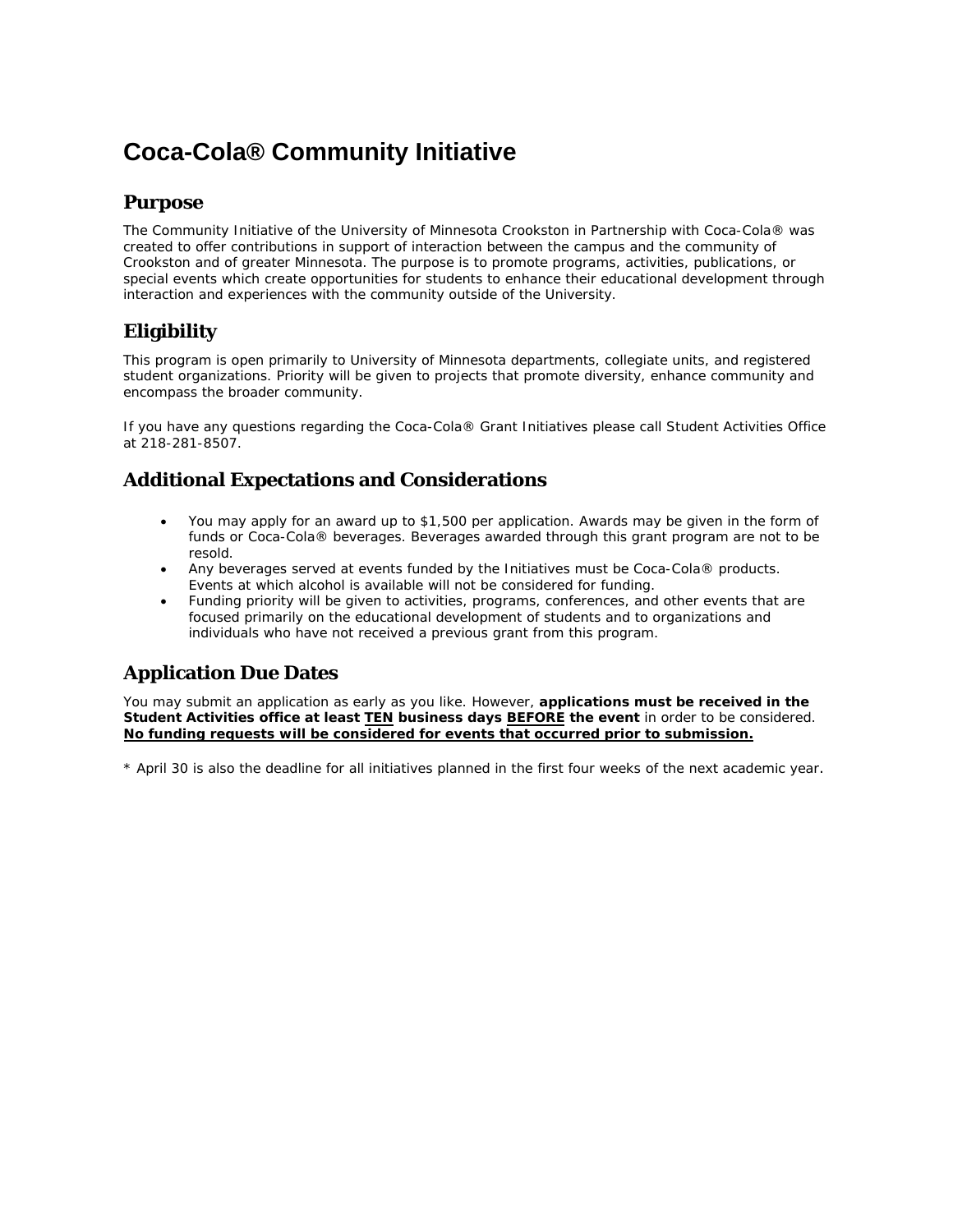# Coca-Cola® Community Initiative

## Purpose

The Community Initiative of the University of Minnesota Crookston in Partnership with Coca-Cola® was created to offer contributions in support of interaction between the campus and the community of Crookston and of greater Minnesota. The purpose is to promote programs, activities, publications, or special events which create opportunities for students to enhance their educational development through interaction and experiences with the community outside of the University.

## Eligibility

This program is open primarily to University of Minnesota departments, collegiate units, and registered student organizations. Priority will be given to projects that promote diversity, enhance community and encompass the broader community.

If you have any questions regarding the Coca-Cola® Grant Initiatives please call Student Activities Office at 218-281-8507.

## Additional Expectations and Considerations

- You may apply for an award up to $1,500 per application. Awards may be given in the form of funds or Coca-Cola® beverages. Beverages awarded through this grant program are not to be resold.
- Any beverages served at events funded by the Initiatives must be Coca-Cola® products. Events at which alcohol is available will not be considered for funding.
- Funding priority will be given to activities, programs, conferences, and other events that are focused primarily on the educational development of students and to organizations and individuals who have not received a previous grant from this program.

## Application Due Dates

You may submit an application as early as you like. However, **applications must be received in the Student Activities office at least <u>TEN</u> business days <u>BEFORE</u> the event** in order to be considered. **<u>No funding requests will be considered for events that occurred prior to submission.</u>**

* April 30 is also the deadline for all initiatives planned in the first four weeks of the next academic year.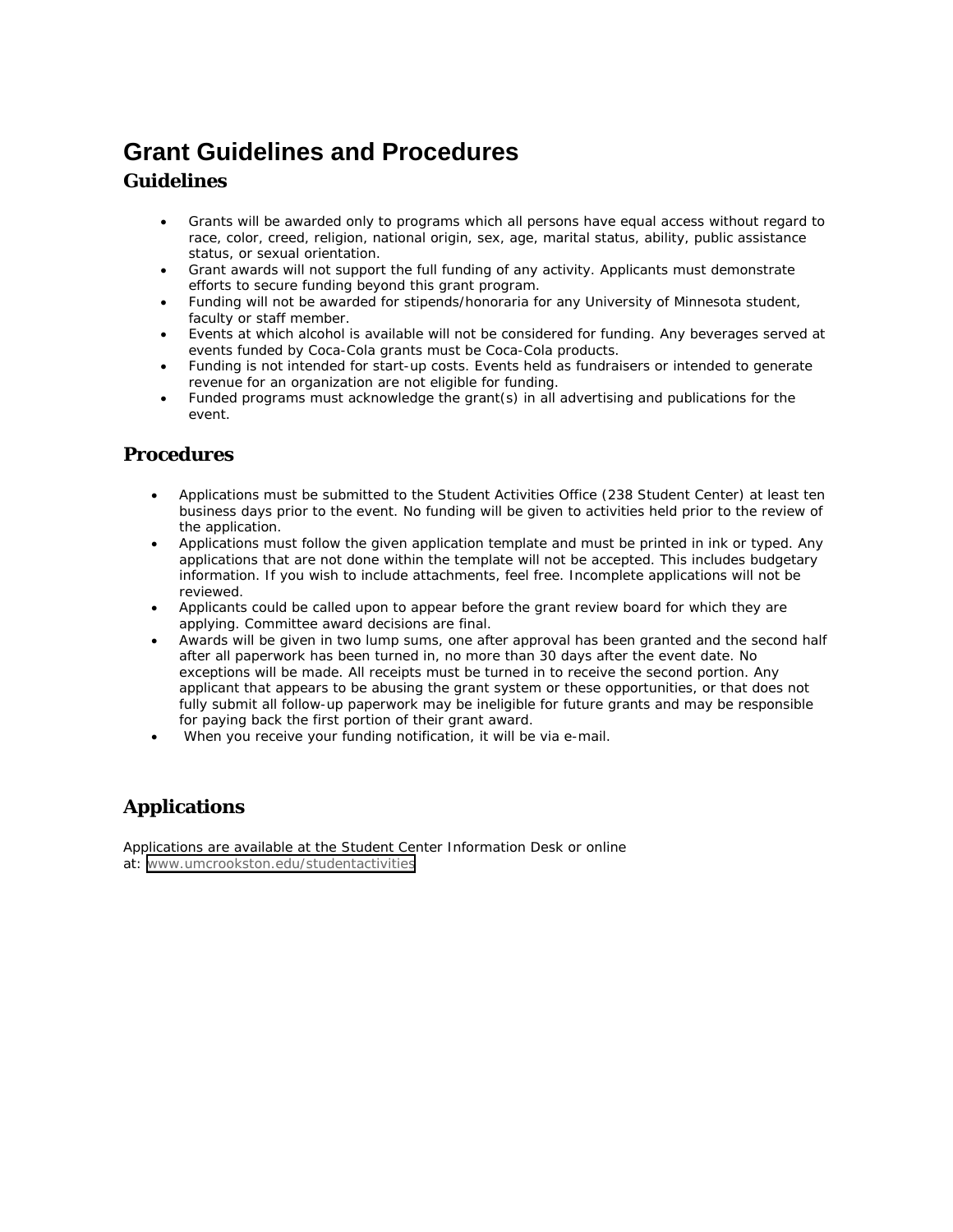# Grant Guidelines and Procedures

## Guidelines

- Grants will be awarded only to programs which all persons have equal access without regard to race, color, creed, religion, national origin, sex, age, marital status, ability, public assistance status, or sexual orientation.
- Grant awards will not support the full funding of any activity. Applicants must demonstrate efforts to secure funding beyond this grant program.
- Funding will not be awarded for stipends/honoraria for any University of Minnesota student, faculty or staff member.
- Events at which alcohol is available will not be considered for funding. Any beverages served at events funded by Coca-Cola grants must be Coca-Cola products.
- Funding is not intended for start-up costs. Events held as fundraisers or intended to generate revenue for an organization are not eligible for funding.
- Funded programs must acknowledge the grant(s) in all advertising and publications for the event.

## Procedures

- Applications must be submitted to the Student Activities Office (238 Student Center) at least ten business days prior to the event. No funding will be given to activities held prior to the review of the application.
- Applications must follow the given application template and must be printed in ink or typed. Any applications that are not done within the template will not be accepted. This includes budgetary information. If you wish to include attachments, feel free. Incomplete applications will not be reviewed.
- Applicants could be called upon to appear before the grant review board for which they are applying. Committee award decisions are final.
- Awards will be given in two lump sums, one after approval has been granted and the second half after all paperwork has been turned in, no more than 30 days after the event date. No exceptions will be made. All receipts must be turned in to receive the second portion. Any applicant that appears to be abusing the grant system or these opportunities, or that does not fully submit all follow-up paperwork may be ineligible for future grants and may be responsible for paying back the first portion of their grant award.
- When you receive your funding notification, it will be via e-mail.

## Applications

Applications are available at the Student Center Information Desk or online at: www.umcrookston.edu/studentactivities